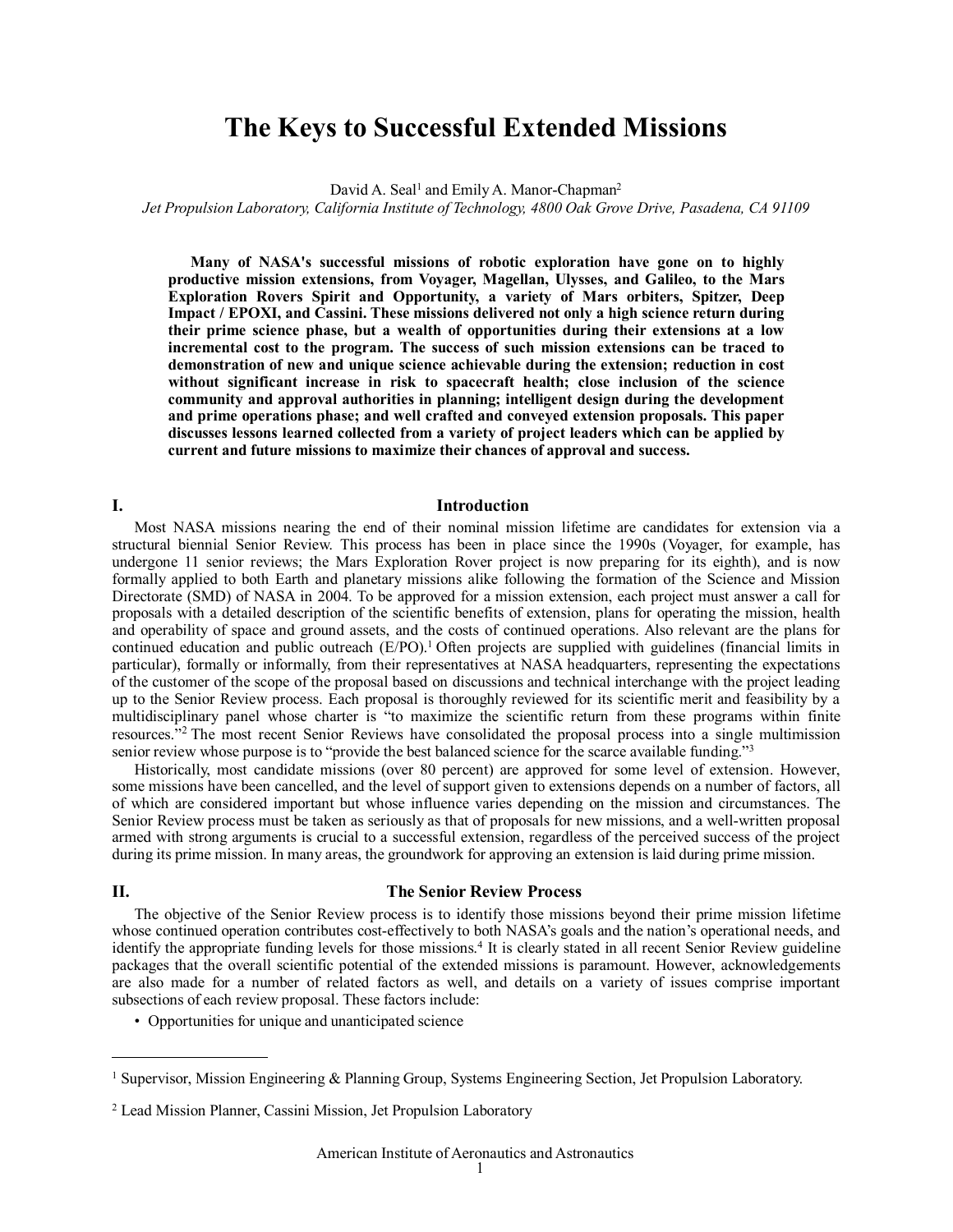# The Keys to Successful Extended Missions

David A. Seal[1] and Emily A. Manor-Chapman[2]

*Jet Propulsion Laboratory, California Institute of Technology, 4800 Oak Grove Drive, Pasadena, CA 91109*

**Many of NASA's successful missions of robotic exploration have gone on to highly productive mission extensions, from Voyager, Magellan, Ulysses, and Galileo, to the Mars Exploration Rovers Spirit and Opportunity, a variety of Mars orbiters, Spitzer, Deep Impact / EPOXI, and Cassini. These missions delivered not only a high science return during their prime science phase, but a wealth of opportunities during their extensions at a low incremental cost to the program. The success of such mission extensions can be traced to demonstration of new and unique science achievable during the extension; reduction in cost without significant increase in risk to spacecraft health; close inclusion of the science community and approval authorities in planning; intelligent design during the development and prime operations phase; and well crafted and conveyed extension proposals. This paper discusses lessons learned collected from a variety of project leaders which can be applied by current and future missions to maximize their chances of approval and success.**

## I. Introduction

Most NASA missions nearing the end of their nominal mission lifetime are candidates for extension via a structural biennial Senior Review. This process has been in place since the 1990s (Voyager, for example, has undergone 11 senior reviews; the Mars Exploration Rover project is now preparing for its eighth), and is now formally applied to both Earth and planetary missions alike following the formation of the Science and Mission Directorate (SMD) of NASA in 2004. To be approved for a mission extension, each project must answer a call for proposals with a detailed description of the scientific benefits of extension, plans for operating the mission, health and operability of space and ground assets, and the costs of continued operations. Also relevant are the plans for continued education and public outreach (E/PO).[1] Often projects are supplied with guidelines (financial limits in particular), formally or informally, from their representatives at NASA headquarters, representing the expectations of the customer of the scope of the proposal based on discussions and technical interchange with the project leading up to the Senior Review process. Each proposal is thoroughly reviewed for its scientific merit and feasibility by a multidisciplinary panel whose charter is "to maximize the scientific return from these programs within finite resources."[2] The most recent Senior Reviews have consolidated the proposal process into a single multimission senior review whose purpose is to "provide the best balanced science for the scarce available funding."[3]

Historically, most candidate missions (over 80 percent) are approved for some level of extension. However, some missions have been cancelled, and the level of support given to extensions depends on a number of factors, all of which are considered important but whose influence varies depending on the mission and circumstances. The Senior Review process must be taken as seriously as that of proposals for new missions, and a well-written proposal armed with strong arguments is crucial to a successful extension, regardless of the perceived success of the project during its prime mission. In many areas, the groundwork for approving an extension is laid during prime mission.

## II. The Senior Review Process

The objective of the Senior Review process is to identify those missions beyond their prime mission lifetime whose continued operation contributes cost-effectively to both NASA's goals and the nation's operational needs, and identify the appropriate funding levels for those missions.[4] It is clearly stated in all recent Senior Review guideline packages that the overall scientific potential of the extended missions is paramount. However, acknowledgements are also made for a number of related factors as well, and details on a variety of issues comprise important subsections of each review proposal. These factors include:

- Opportunities for unique and unanticipated science

---

[1] Supervisor, Mission Engineering & Planning Group, Systems Engineering Section, Jet Propulsion Laboratory.

[2] Lead Mission Planner, Cassini Mission, Jet Propulsion Laboratory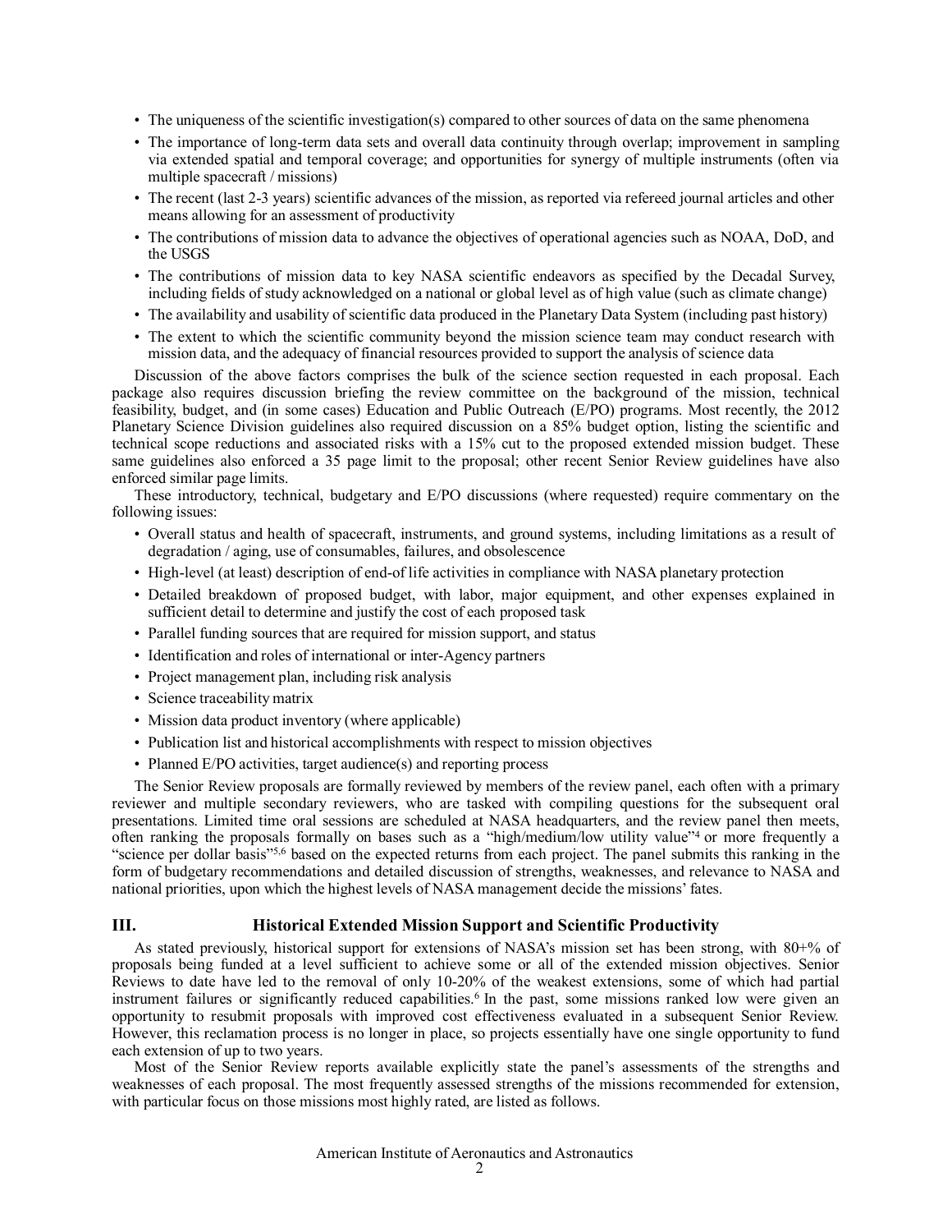- The uniqueness of the scientific investigation(s) compared to other sources of data on the same phenomena
- The importance of long-term data sets and overall data continuity through overlap; improvement in sampling via extended spatial and temporal coverage; and opportunities for synergy of multiple instruments (often via multiple spacecraft / missions)
- The recent (last 2-3 years) scientific advances of the mission, as reported via refereed journal articles and other means allowing for an assessment of productivity
- The contributions of mission data to advance the objectives of operational agencies such as NOAA, DoD, and the USGS
- The contributions of mission data to key NASA scientific endeavors as specified by the Decadal Survey, including fields of study acknowledged on a national or global level as of high value (such as climate change)
- The availability and usability of scientific data produced in the Planetary Data System (including past history)
- The extent to which the scientific community beyond the mission science team may conduct research with mission data, and the adequacy of financial resources provided to support the analysis of science data

Discussion of the above factors comprises the bulk of the science section requested in each proposal. Each package also requires discussion briefing the review committee on the background of the mission, technical feasibility, budget, and (in some cases) Education and Public Outreach (E/PO) programs. Most recently, the 2012 Planetary Science Division guidelines also required discussion on a 85% budget option, listing the scientific and technical scope reductions and associated risks with a 15% cut to the proposed extended mission budget. These same guidelines also enforced a 35 page limit to the proposal; other recent Senior Review guidelines have also enforced similar page limits.

These introductory, technical, budgetary and E/PO discussions (where requested) require commentary on the following issues:

- Overall status and health of spacecraft, instruments, and ground systems, including limitations as a result of degradation / aging, use of consumables, failures, and obsolescence
- High-level (at least) description of end-of life activities in compliance with NASA planetary protection
- Detailed breakdown of proposed budget, with labor, major equipment, and other expenses explained in sufficient detail to determine and justify the cost of each proposed task
- Parallel funding sources that are required for mission support, and status
- Identification and roles of international or inter-Agency partners
- Project management plan, including risk analysis
- Science traceability matrix
- Mission data product inventory (where applicable)
- Publication list and historical accomplishments with respect to mission objectives
- Planned E/PO activities, target audience(s) and reporting process

The Senior Review proposals are formally reviewed by members of the review panel, each often with a primary reviewer and multiple secondary reviewers, who are tasked with compiling questions for the subsequent oral presentations. Limited time oral sessions are scheduled at NASA headquarters, and the review panel then meets, often ranking the proposals formally on bases such as a "high/medium/low utility value"[4] or more frequently a "science per dollar basis"[5,6] based on the expected returns from each project. The panel submits this ranking in the form of budgetary recommendations and detailed discussion of strengths, weaknesses, and relevance to NASA and national priorities, upon which the highest levels of NASA management decide the missions' fates.

## III. Historical Extended Mission Support and Scientific Productivity

As stated previously, historical support for extensions of NASA's mission set has been strong, with 80+% of proposals being funded at a level sufficient to achieve some or all of the extended mission objectives. Senior Reviews to date have led to the removal of only 10-20% of the weakest extensions, some of which had partial instrument failures or significantly reduced capabilities.[6] In the past, some missions ranked low were given an opportunity to resubmit proposals with improved cost effectiveness evaluated in a subsequent Senior Review. However, this reclamation process is no longer in place, so projects essentially have one single opportunity to fund each extension of up to two years.

Most of the Senior Review reports available explicitly state the panel's assessments of the strengths and weaknesses of each proposal. The most frequently assessed strengths of the missions recommended for extension, with particular focus on those missions most highly rated, are listed as follows.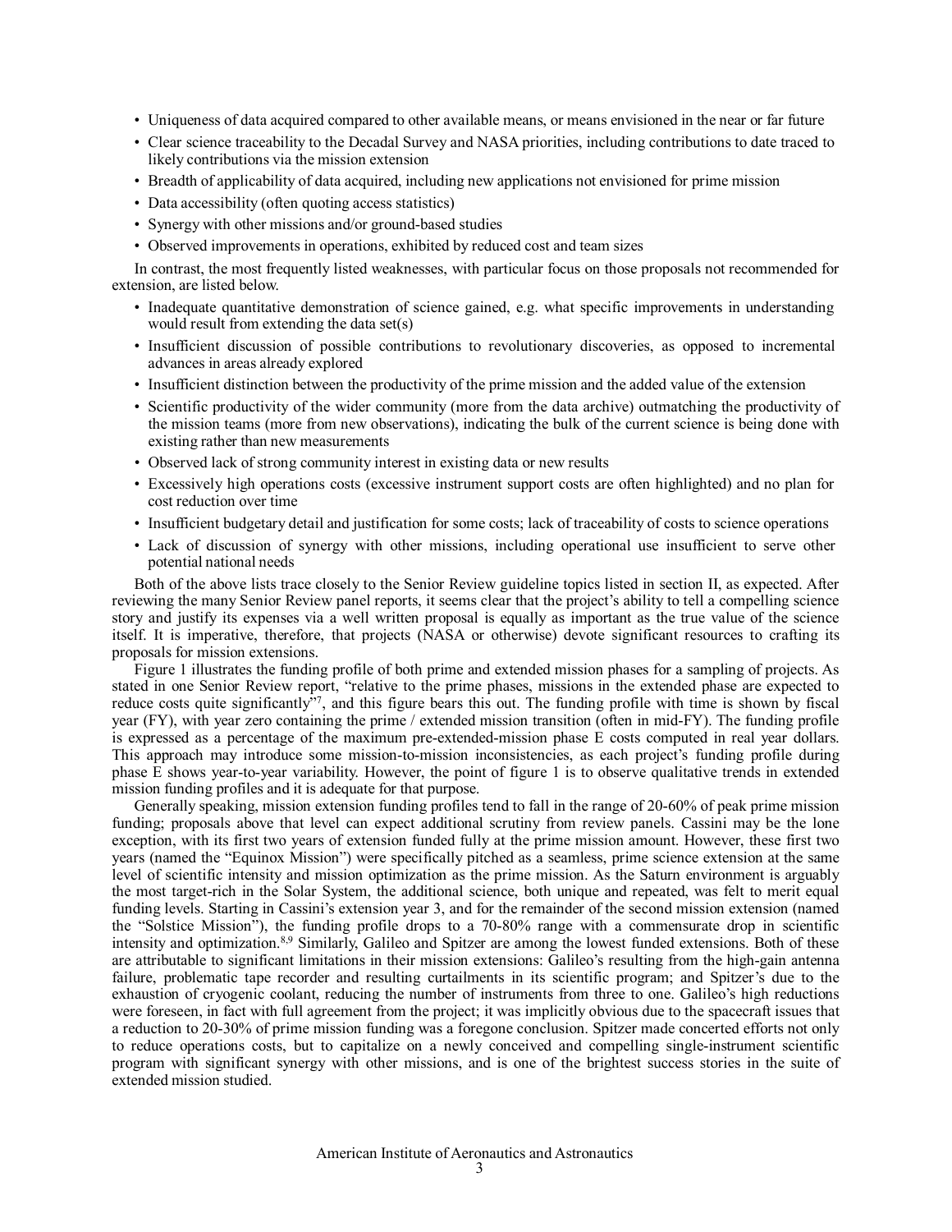- Uniqueness of data acquired compared to other available means, or means envisioned in the near or far future
- Clear science traceability to the Decadal Survey and NASA priorities, including contributions to date traced to likely contributions via the mission extension
- Breadth of applicability of data acquired, including new applications not envisioned for prime mission
- Data accessibility (often quoting access statistics)
- Synergy with other missions and/or ground-based studies
- Observed improvements in operations, exhibited by reduced cost and team sizes

In contrast, the most frequently listed weaknesses, with particular focus on those proposals not recommended for extension, are listed below.

- Inadequate quantitative demonstration of science gained, e.g. what specific improvements in understanding would result from extending the data set(s)
- Insufficient discussion of possible contributions to revolutionary discoveries, as opposed to incremental advances in areas already explored
- Insufficient distinction between the productivity of the prime mission and the added value of the extension
- Scientific productivity of the wider community (more from the data archive) outmatching the productivity of the mission teams (more from new observations), indicating the bulk of the current science is being done with existing rather than new measurements
- Observed lack of strong community interest in existing data or new results
- Excessively high operations costs (excessive instrument support costs are often highlighted) and no plan for cost reduction over time
- Insufficient budgetary detail and justification for some costs; lack of traceability of costs to science operations
- Lack of discussion of synergy with other missions, including operational use insufficient to serve other potential national needs

Both of the above lists trace closely to the Senior Review guideline topics listed in section II, as expected. After reviewing the many Senior Review panel reports, it seems clear that the project's ability to tell a compelling science story and justify its expenses via a well written proposal is equally as important as the true value of the science itself. It is imperative, therefore, that projects (NASA or otherwise) devote significant resources to crafting its proposals for mission extensions.

Figure 1 illustrates the funding profile of both prime and extended mission phases for a sampling of projects. As stated in one Senior Review report, "relative to the prime phases, missions in the extended phase are expected to reduce costs quite significantly"[7], and this figure bears this out. The funding profile with time is shown by fiscal year (FY), with year zero containing the prime / extended mission transition (often in mid-FY). The funding profile is expressed as a percentage of the maximum pre-extended-mission phase E costs computed in real year dollars. This approach may introduce some mission-to-mission inconsistencies, as each project's funding profile during phase E shows year-to-year variability. However, the point of figure 1 is to observe qualitative trends in extended mission funding profiles and it is adequate for that purpose.

Generally speaking, mission extension funding profiles tend to fall in the range of 20-60% of peak prime mission funding; proposals above that level can expect additional scrutiny from review panels. Cassini may be the lone exception, with its first two years of extension funded fully at the prime mission amount. However, these first two years (named the "Equinox Mission") were specifically pitched as a seamless, prime science extension at the same level of scientific intensity and mission optimization as the prime mission. As the Saturn environment is arguably the most target-rich in the Solar System, the additional science, both unique and repeated, was felt to merit equal funding levels. Starting in Cassini's extension year 3, and for the remainder of the second mission extension (named the "Solstice Mission"), the funding profile drops to a 70-80% range with a commensurate drop in scientific intensity and optimization.[8,9] Similarly, Galileo and Spitzer are among the lowest funded extensions. Both of these are attributable to significant limitations in their mission extensions: Galileo's resulting from the high-gain antenna failure, problematic tape recorder and resulting curtailments in its scientific program; and Spitzer's due to the exhaustion of cryogenic coolant, reducing the number of instruments from three to one. Galileo's high reductions were foreseen, in fact with full agreement from the project; it was implicitly obvious due to the spacecraft issues that a reduction to 20-30% of prime mission funding was a foregone conclusion. Spitzer made concerted efforts not only to reduce operations costs, but to capitalize on a newly conceived and compelling single-instrument scientific program with significant synergy with other missions, and is one of the brightest success stories in the suite of extended mission studied.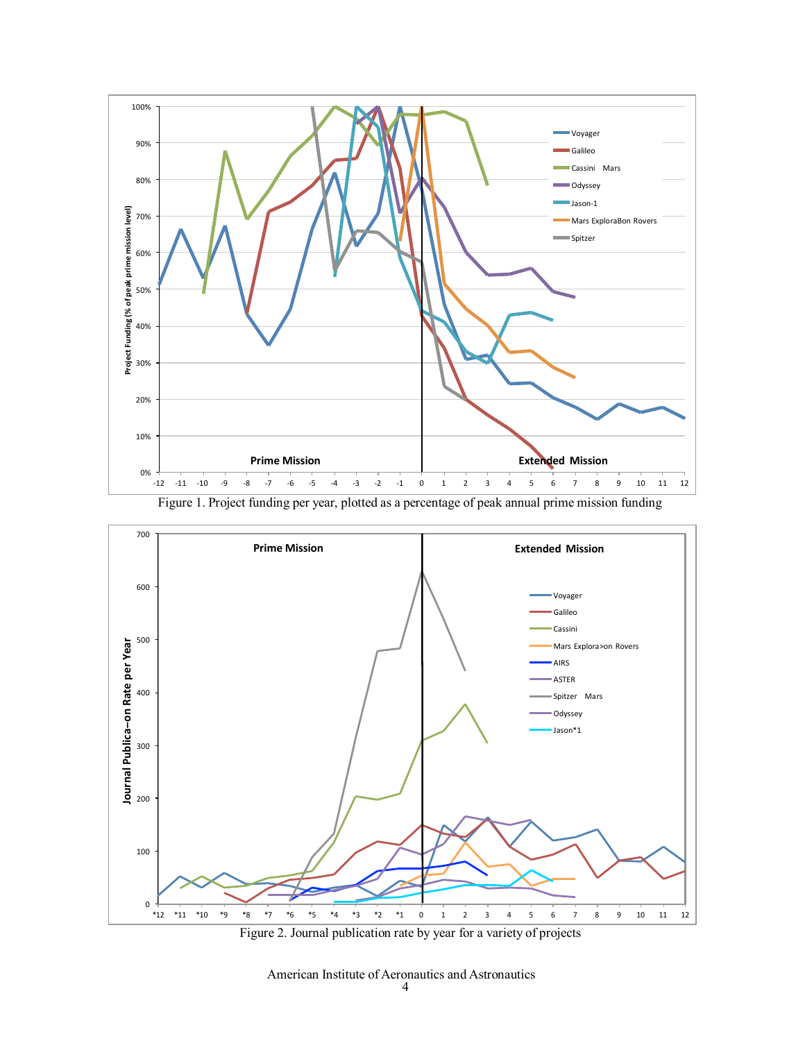Figure 1. Project funding per year, plotted as a percentage of peak annual prime mission funding

Figure 2. Journal publication rate by year for a variety of projects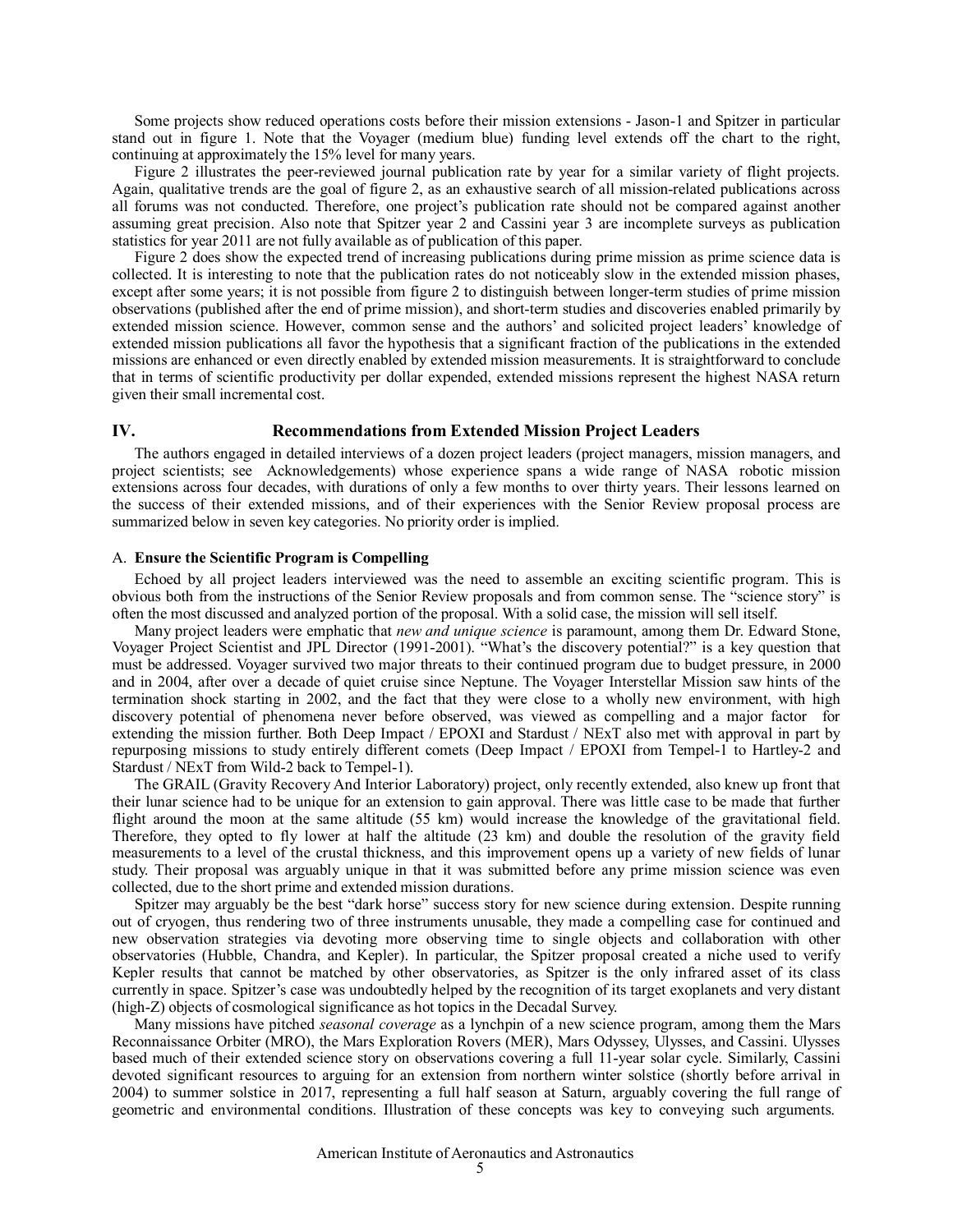Some projects show reduced operations costs before their mission extensions - Jason-1 and Spitzer in particular stand out in figure 1. Note that the Voyager (medium blue) funding level extends off the chart to the right, continuing at approximately the 15% level for many years.

Figure 2 illustrates the peer-reviewed journal publication rate by year for a similar variety of flight projects. Again, qualitative trends are the goal of figure 2, as an exhaustive search of all mission-related publications across all forums was not conducted. Therefore, one project's publication rate should not be compared against another assuming great precision. Also note that Spitzer year 2 and Cassini year 3 are incomplete surveys as publication statistics for year 2011 are not fully available as of publication of this paper.

Figure 2 does show the expected trend of increasing publications during prime mission as prime science data is collected. It is interesting to note that the publication rates do not noticeably slow in the extended mission phases, except after some years; it is not possible from figure 2 to distinguish between longer-term studies of prime mission observations (published after the end of prime mission), and short-term studies and discoveries enabled primarily by extended mission science. However, common sense and the authors' and solicited project leaders' knowledge of extended mission publications all favor the hypothesis that a significant fraction of the publications in the extended missions are enhanced or even directly enabled by extended mission measurements. It is straightforward to conclude that in terms of scientific productivity per dollar expended, extended missions represent the highest NASA return given their small incremental cost.

## IV. Recommendations from Extended Mission Project Leaders

The authors engaged in detailed interviews of a dozen project leaders (project managers, mission managers, and project scientists; see Acknowledgements) whose experience spans a wide range of NASA robotic mission extensions across four decades, with durations of only a few months to over thirty years. Their lessons learned on the success of their extended missions, and of their experiences with the Senior Review proposal process are summarized below in seven key categories. No priority order is implied.

### A. Ensure the Scientific Program is Compelling

Echoed by all project leaders interviewed was the need to assemble an exciting scientific program. This is obvious both from the instructions of the Senior Review proposals and from common sense. The "science story" is often the most discussed and analyzed portion of the proposal. With a solid case, the mission will sell itself.

Many project leaders were emphatic that *new and unique science* is paramount, among them Dr. Edward Stone, Voyager Project Scientist and JPL Director (1991-2001). "What's the discovery potential?" is a key question that must be addressed. Voyager survived two major threats to their continued program due to budget pressure, in 2000 and in 2004, after over a decade of quiet cruise since Neptune. The Voyager Interstellar Mission saw hints of the termination shock starting in 2002, and the fact that they were close to a wholly new environment, with high discovery potential of phenomena never before observed, was viewed as compelling and a major factor for extending the mission further. Both Deep Impact / EPOXI and Stardust / NExT also met with approval in part by repurposing missions to study entirely different comets (Deep Impact / EPOXI from Tempel-1 to Hartley-2 and Stardust / NExT from Wild-2 back to Tempel-1).

The GRAIL (Gravity Recovery And Interior Laboratory) project, only recently extended, also knew up front that their lunar science had to be unique for an extension to gain approval. There was little case to be made that further flight around the moon at the same altitude (55 km) would increase the knowledge of the gravitational field. Therefore, they opted to fly lower at half the altitude (23 km) and double the resolution of the gravity field measurements to a level of the crustal thickness, and this improvement opens up a variety of new fields of lunar study. Their proposal was arguably unique in that it was submitted before any prime mission science was even collected, due to the short prime and extended mission durations.

Spitzer may arguably be the best "dark horse" success story for new science during extension. Despite running out of cryogen, thus rendering two of three instruments unusable, they made a compelling case for continued and new observation strategies via devoting more observing time to single objects and collaboration with other observatories (Hubble, Chandra, and Kepler). In particular, the Spitzer proposal created a niche used to verify Kepler results that cannot be matched by other observatories, as Spitzer is the only infrared asset of its class currently in space. Spitzer's case was undoubtedly helped by the recognition of its target exoplanets and very distant (high-Z) objects of cosmological significance as hot topics in the Decadal Survey.

Many missions have pitched *seasonal coverage* as a lynchpin of a new science program, among them the Mars Reconnaissance Orbiter (MRO), the Mars Exploration Rovers (MER), Mars Odyssey, Ulysses, and Cassini. Ulysses based much of their extended science story on observations covering a full 11-year solar cycle. Similarly, Cassini devoted significant resources to arguing for an extension from northern winter solstice (shortly before arrival in 2004) to summer solstice in 2017, representing a full half season at Saturn, arguably covering the full range of geometric and environmental conditions. Illustration of these concepts was key to conveying such arguments.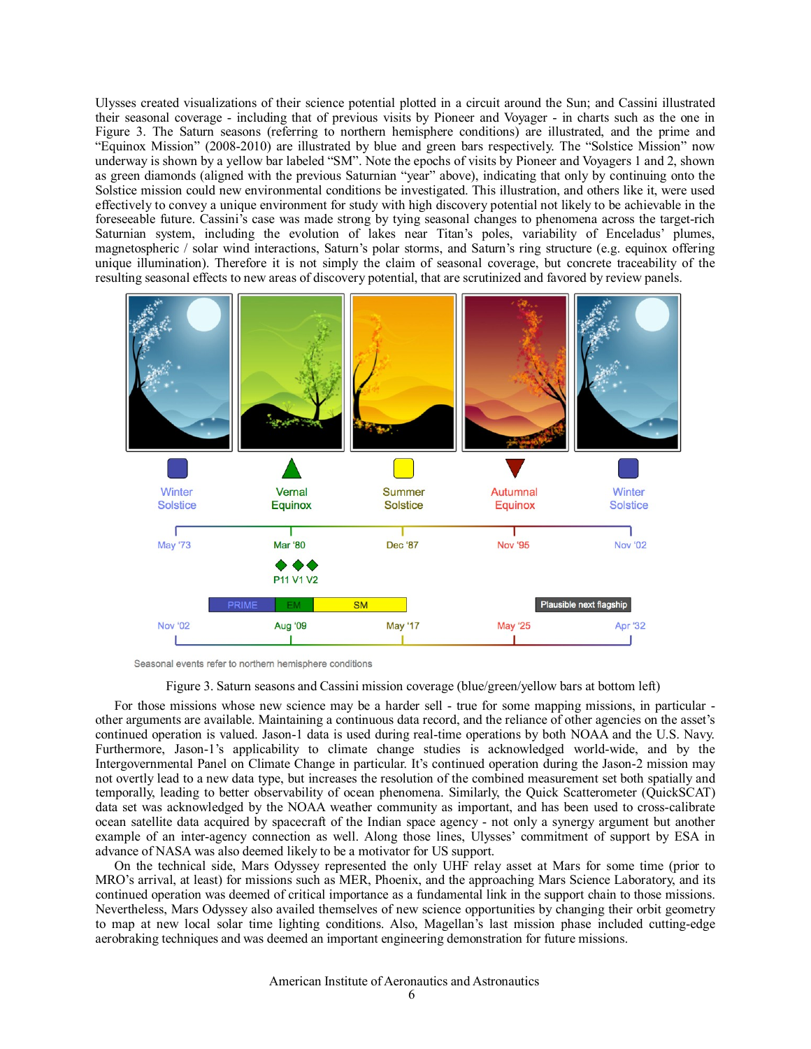Ulysses created visualizations of their science potential plotted in a circuit around the Sun; and Cassini illustrated their seasonal coverage - including that of previous visits by Pioneer and Voyager - in charts such as the one in Figure 3. The Saturn seasons (referring to northern hemisphere conditions) are illustrated, and the prime and "Equinox Mission" (2008-2010) are illustrated by blue and green bars respectively. The "Solstice Mission" now underway is shown by a yellow bar labeled "SM". Note the epochs of visits by Pioneer and Voyagers 1 and 2, shown as green diamonds (aligned with the previous Saturnian "year" above), indicating that only by continuing onto the Solstice mission could new environmental conditions be investigated. This illustration, and others like it, were used effectively to convey a unique environment for study with high discovery potential not likely to be achievable in the foreseeable future. Cassini's case was made strong by tying seasonal changes to phenomena across the target-rich Saturnian system, including the evolution of lakes near Titan's poles, variability of Enceladus' plumes, magnetospheric / solar wind interactions, Saturn's polar storms, and Saturn's ring structure (e.g. equinox offering unique illumination). Therefore it is not simply the claim of seasonal coverage, but concrete traceability of the resulting seasonal effects to new areas of discovery potential, that are scrutinized and favored by review panels.

Figure 3. Saturn seasons and Cassini mission coverage (blue/green/yellow bars at bottom left)

For those missions whose new science may be a harder sell - true for some mapping missions, in particular - other arguments are available. Maintaining a continuous data record, and the reliance of other agencies on the asset's continued operation is valued. Jason-1 data is used during real-time operations by both NOAA and the U.S. Navy. Furthermore, Jason-1's applicability to climate change studies is acknowledged world-wide, and by the Intergovernmental Panel on Climate Change in particular. It's continued operation during the Jason-2 mission may not overtly lead to a new data type, but increases the resolution of the combined measurement set both spatially and temporally, leading to better observability of ocean phenomena. Similarly, the Quick Scatterometer (QuickSCAT) data set was acknowledged by the NOAA weather community as important, and has been used to cross-calibrate ocean satellite data acquired by spacecraft of the Indian space agency - not only a synergy argument but another example of an inter-agency connection as well. Along those lines, Ulysses' commitment of support by ESA in advance of NASA was also deemed likely to be a motivator for US support.

On the technical side, Mars Odyssey represented the only UHF relay asset at Mars for some time (prior to MRO's arrival, at least) for missions such as MER, Phoenix, and the approaching Mars Science Laboratory, and its continued operation was deemed of critical importance as a fundamental link in the support chain to those missions. Nevertheless, Mars Odyssey also availed themselves of new science opportunities by changing their orbit geometry to map at new local solar time lighting conditions. Also, Magellan's last mission phase included cutting-edge aerobraking techniques and was deemed an important engineering demonstration for future missions.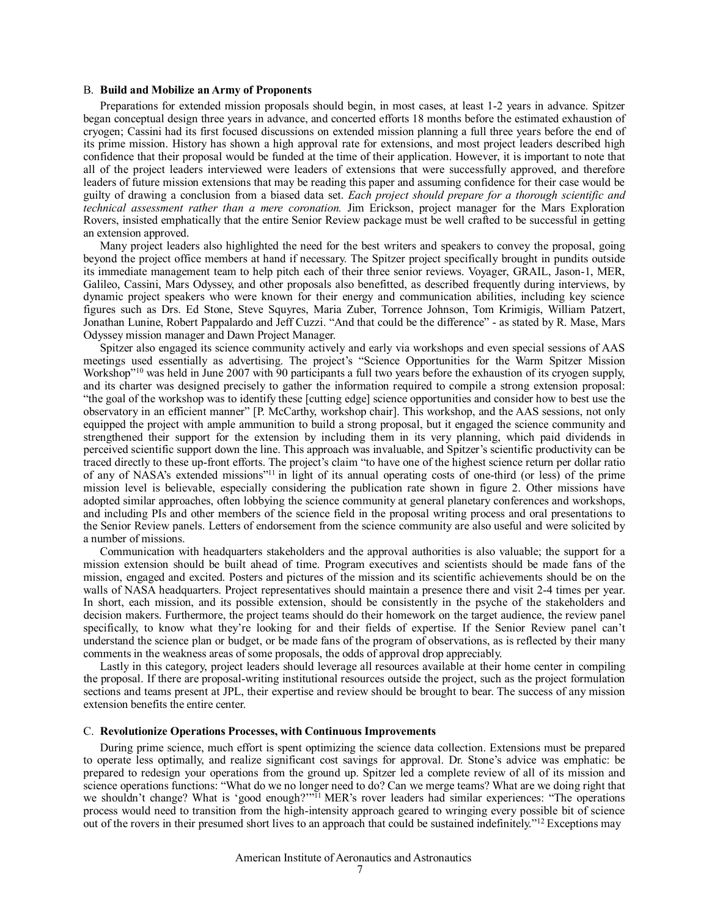### B. **Build and Mobilize an Army of Proponents**

Preparations for extended mission proposals should begin, in most cases, at least 1-2 years in advance. Spitzer began conceptual design three years in advance, and concerted efforts 18 months before the estimated exhaustion of cryogen; Cassini had its first focused discussions on extended mission planning a full three years before the end of its prime mission. History has shown a high approval rate for extensions, and most project leaders described high confidence that their proposal would be funded at the time of their application. However, it is important to note that all of the project leaders interviewed were leaders of extensions that were successfully approved, and therefore leaders of future mission extensions that may be reading this paper and assuming confidence for their case would be guilty of drawing a conclusion from a biased data set. *Each project should prepare for a thorough scientific and technical assessment rather than a mere coronation.* Jim Erickson, project manager for the Mars Exploration Rovers, insisted emphatically that the entire Senior Review package must be well crafted to be successful in getting an extension approved.

Many project leaders also highlighted the need for the best writers and speakers to convey the proposal, going beyond the project office members at hand if necessary. The Spitzer project specifically brought in pundits outside its immediate management team to help pitch each of their three senior reviews. Voyager, GRAIL, Jason-1, MER, Galileo, Cassini, Mars Odyssey, and other proposals also benefitted, as described frequently during interviews, by dynamic project speakers who were known for their energy and communication abilities, including key science figures such as Drs. Ed Stone, Steve Squyres, Maria Zuber, Torrence Johnson, Tom Krimigis, William Patzert, Jonathan Lunine, Robert Pappalardo and Jeff Cuzzi. "And that could be the difference" - as stated by R. Mase, Mars Odyssey mission manager and Dawn Project Manager.

Spitzer also engaged its science community actively and early via workshops and even special sessions of AAS meetings used essentially as advertising. The project's "Science Opportunities for the Warm Spitzer Mission Workshop"[10] was held in June 2007 with 90 participants a full two years before the exhaustion of its cryogen supply, and its charter was designed precisely to gather the information required to compile a strong extension proposal: "the goal of the workshop was to identify these [cutting edge] science opportunities and consider how to best use the observatory in an efficient manner" [P. McCarthy, workshop chair]. This workshop, and the AAS sessions, not only equipped the project with ample ammunition to build a strong proposal, but it engaged the science community and strengthened their support for the extension by including them in its very planning, which paid dividends in perceived scientific support down the line. This approach was invaluable, and Spitzer's scientific productivity can be traced directly to these up-front efforts. The project's claim "to have one of the highest science return per dollar ratio of any of NASA's extended missions"[11] in light of its annual operating costs of one-third (or less) of the prime mission level is believable, especially considering the publication rate shown in figure 2. Other missions have adopted similar approaches, often lobbying the science community at general planetary conferences and workshops, and including PIs and other members of the science field in the proposal writing process and oral presentations to the Senior Review panels. Letters of endorsement from the science community are also useful and were solicited by a number of missions.

Communication with headquarters stakeholders and the approval authorities is also valuable; the support for a mission extension should be built ahead of time. Program executives and scientists should be made fans of the mission, engaged and excited. Posters and pictures of the mission and its scientific achievements should be on the walls of NASA headquarters. Project representatives should maintain a presence there and visit 2-4 times per year. In short, each mission, and its possible extension, should be consistently in the psyche of the stakeholders and decision makers. Furthermore, the project teams should do their homework on the target audience, the review panel specifically, to know what they're looking for and their fields of expertise. If the Senior Review panel can't understand the science plan or budget, or be made fans of the program of observations, as is reflected by their many comments in the weakness areas of some proposals, the odds of approval drop appreciably.

Lastly in this category, project leaders should leverage all resources available at their home center in compiling the proposal. If there are proposal-writing institutional resources outside the project, such as the project formulation sections and teams present at JPL, their expertise and review should be brought to bear. The success of any mission extension benefits the entire center.

### C. **Revolutionize Operations Processes, with Continuous Improvements**

During prime science, much effort is spent optimizing the science data collection. Extensions must be prepared to operate less optimally, and realize significant cost savings for approval. Dr. Stone's advice was emphatic: be prepared to redesign your operations from the ground up. Spitzer led a complete review of all of its mission and science operations functions: "What do we no longer need to do? Can we merge teams? What are we doing right that we shouldn't change? What is 'good enough?'"[11] MER's rover leaders had similar experiences: "The operations process would need to transition from the high-intensity approach geared to wringing every possible bit of science out of the rovers in their presumed short lives to an approach that could be sustained indefinitely."[12] Exceptions may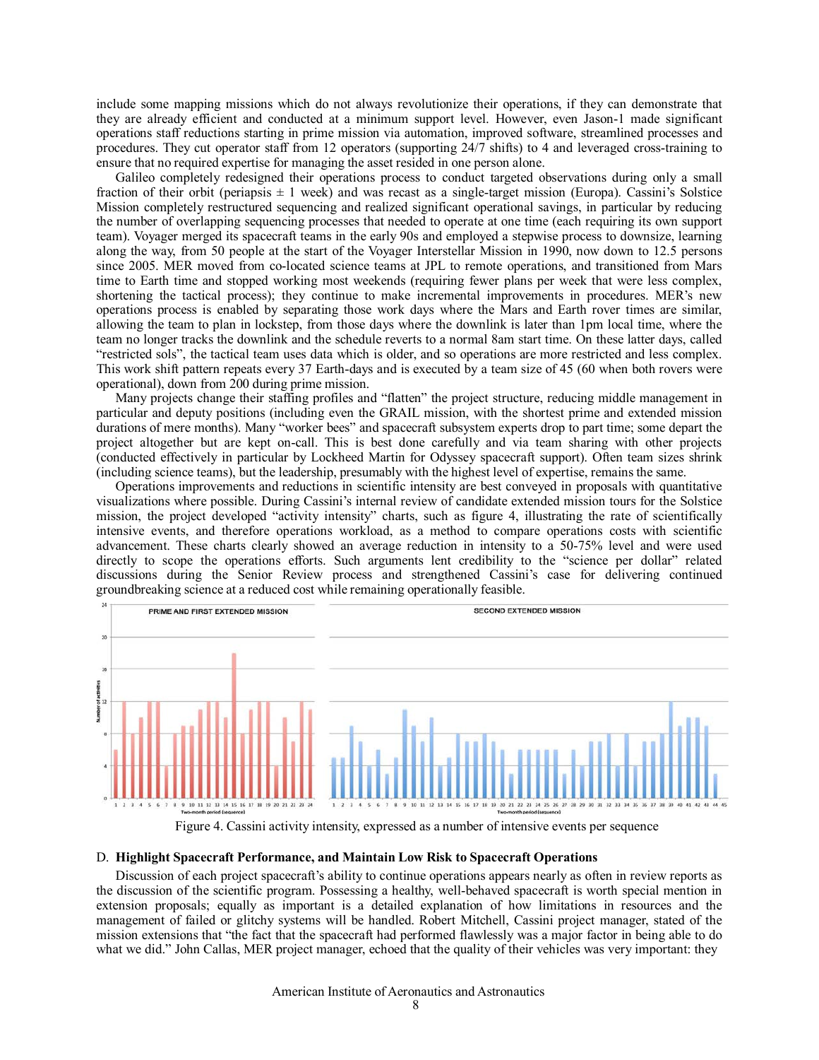include some mapping missions which do not always revolutionize their operations, if they can demonstrate that they are already efficient and conducted at a minimum support level. However, even Jason-1 made significant operations staff reductions starting in prime mission via automation, improved software, streamlined processes and procedures. They cut operator staff from 12 operators (supporting 24/7 shifts) to 4 and leveraged cross-training to ensure that no required expertise for managing the asset resided in one person alone.

Galileo completely redesigned their operations process to conduct targeted observations during only a small fraction of their orbit (periapsis ± 1 week) and was recast as a single-target mission (Europa). Cassini's Solstice Mission completely restructured sequencing and realized significant operational savings, in particular by reducing the number of overlapping sequencing processes that needed to operate at one time (each requiring its own support team). Voyager merged its spacecraft teams in the early 90s and employed a stepwise process to downsize, learning along the way, from 50 people at the start of the Voyager Interstellar Mission in 1990, now down to 12.5 persons since 2005. MER moved from co-located science teams at JPL to remote operations, and transitioned from Mars time to Earth time and stopped working most weekends (requiring fewer plans per week that were less complex, shortening the tactical process); they continue to make incremental improvements in procedures. MER's new operations process is enabled by separating those work days where the Mars and Earth rover times are similar, allowing the team to plan in lockstep, from those days where the downlink is later than 1pm local time, where the team no longer tracks the downlink and the schedule reverts to a normal 8am start time. On these latter days, called "restricted sols", the tactical team uses data which is older, and so operations are more restricted and less complex. This work shift pattern repeats every 37 Earth-days and is executed by a team size of 45 (60 when both rovers were operational), down from 200 during prime mission.

Many projects change their staffing profiles and "flatten" the project structure, reducing middle management in particular and deputy positions (including even the GRAIL mission, with the shortest prime and extended mission durations of mere months). Many "worker bees" and spacecraft subsystem experts drop to part time; some depart the project altogether but are kept on-call. This is best done carefully and via team sharing with other projects (conducted effectively in particular by Lockheed Martin for Odyssey spacecraft support). Often team sizes shrink (including science teams), but the leadership, presumably with the highest level of expertise, remains the same.

Operations improvements and reductions in scientific intensity are best conveyed in proposals with quantitative visualizations where possible. During Cassini's internal review of candidate extended mission tours for the Solstice mission, the project developed "activity intensity" charts, such as figure 4, illustrating the rate of scientifically intensive events, and therefore operations workload, as a method to compare operations costs with scientific advancement. These charts clearly showed an average reduction in intensity to a 50-75% level and were used directly to scope the operations efforts. Such arguments lent credibility to the "science per dollar" related discussions during the Senior Review process and strengthened Cassini's case for delivering continued groundbreaking science at a reduced cost while remaining operationally feasible.

PRIME AND FIRST EXTENDED MISSION

SECOND EXTENDED MISSION

Number of activities

0 4 8 12 16 20 24

1 2 3 4 5 6 7 8 9 10 11 12 13 14 15 16 17 18 19 20 21 22 23 24

Two-month period (sequence)

1 2 3 4 5 6 7 8 9 10 11 12 13 14 15 16 17 18 19 20 21 22 23 24 25 26 27 28 29 30 31 32 33 34 35 36 37 38 39 40 41 42 43 44 45

Two-month period (sequence)

Figure 4. Cassini activity intensity, expressed as a number of intensive events per sequence

### D. Highlight Spacecraft Performance, and Maintain Low Risk to Spacecraft Operations

Discussion of each project spacecraft's ability to continue operations appears nearly as often in review reports as the discussion of the scientific program. Possessing a healthy, well-behaved spacecraft is worth special mention in extension proposals; equally as important is a detailed explanation of how limitations in resources and the management of failed or glitchy systems will be handled. Robert Mitchell, Cassini project manager, stated of the mission extensions that "the fact that the spacecraft had performed flawlessly was a major factor in being able to do what we did." John Callas, MER project manager, echoed that the quality of their vehicles was very important: they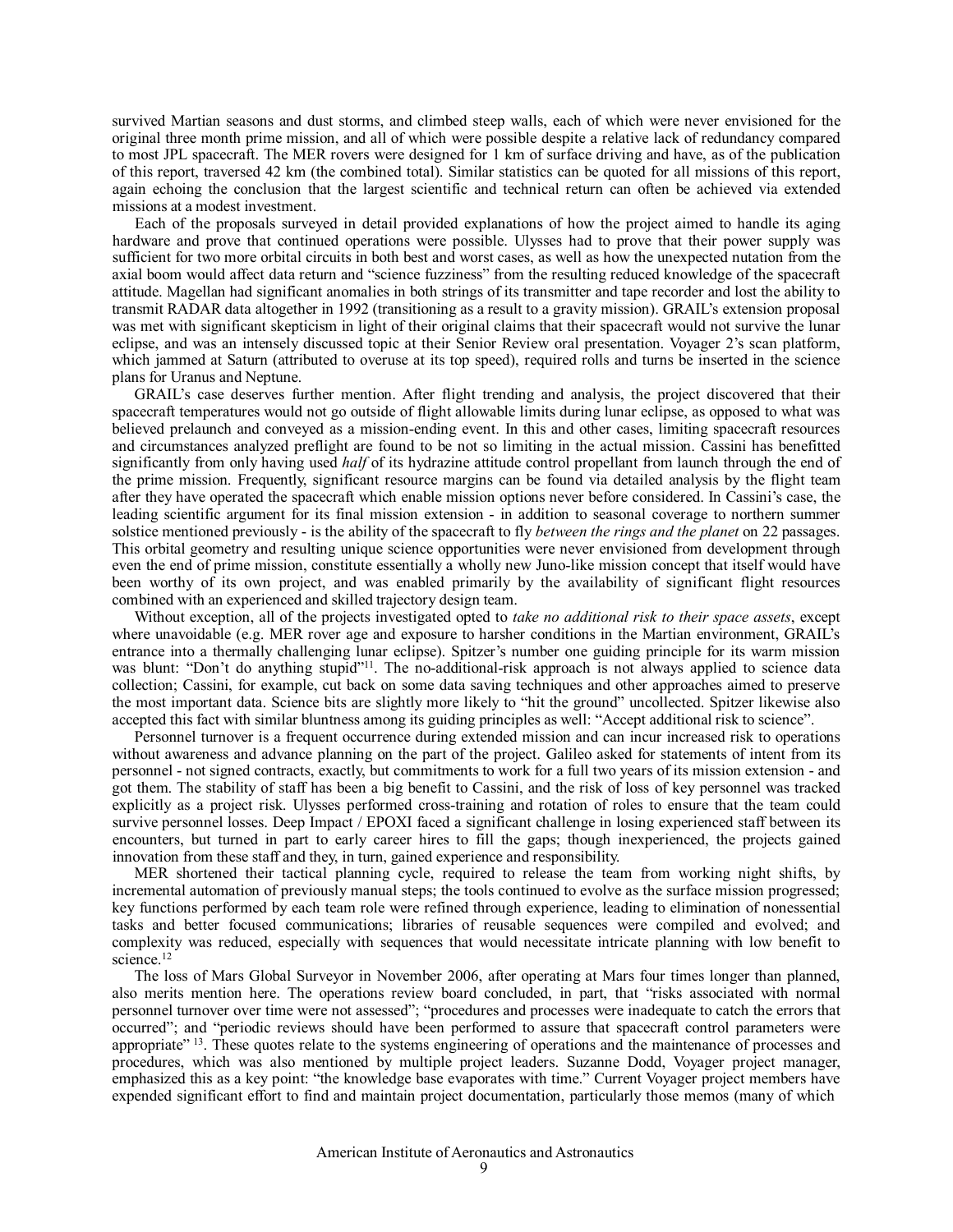survived Martian seasons and dust storms, and climbed steep walls, each of which were never envisioned for the original three month prime mission, and all of which were possible despite a relative lack of redundancy compared to most JPL spacecraft. The MER rovers were designed for 1 km of surface driving and have, as of the publication of this report, traversed 42 km (the combined total). Similar statistics can be quoted for all missions of this report, again echoing the conclusion that the largest scientific and technical return can often be achieved via extended missions at a modest investment.

Each of the proposals surveyed in detail provided explanations of how the project aimed to handle its aging hardware and prove that continued operations were possible. Ulysses had to prove that their power supply was sufficient for two more orbital circuits in both best and worst cases, as well as how the unexpected nutation from the axial boom would affect data return and "science fuzziness" from the resulting reduced knowledge of the spacecraft attitude. Magellan had significant anomalies in both strings of its transmitter and tape recorder and lost the ability to transmit RADAR data altogether in 1992 (transitioning as a result to a gravity mission). GRAIL's extension proposal was met with significant skepticism in light of their original claims that their spacecraft would not survive the lunar eclipse, and was an intensely discussed topic at their Senior Review oral presentation. Voyager 2's scan platform, which jammed at Saturn (attributed to overuse at its top speed), required rolls and turns be inserted in the science plans for Uranus and Neptune.

GRAIL's case deserves further mention. After flight trending and analysis, the project discovered that their spacecraft temperatures would not go outside of flight allowable limits during lunar eclipse, as opposed to what was believed prelaunch and conveyed as a mission-ending event. In this and other cases, limiting spacecraft resources and circumstances analyzed preflight are found to be not so limiting in the actual mission. Cassini has benefitted significantly from only having used *half* of its hydrazine attitude control propellant from launch through the end of the prime mission. Frequently, significant resource margins can be found via detailed analysis by the flight team after they have operated the spacecraft which enable mission options never before considered. In Cassini's case, the leading scientific argument for its final mission extension - in addition to seasonal coverage to northern summer solstice mentioned previously - is the ability of the spacecraft to fly *between the rings and the planet* on 22 passages. This orbital geometry and resulting unique science opportunities were never envisioned from development through even the end of prime mission, constitute essentially a wholly new Juno-like mission concept that itself would have been worthy of its own project, and was enabled primarily by the availability of significant flight resources combined with an experienced and skilled trajectory design team.

Without exception, all of the projects investigated opted to *take no additional risk to their space assets*, except where unavoidable (e.g. MER rover age and exposure to harsher conditions in the Martian environment, GRAIL's entrance into a thermally challenging lunar eclipse). Spitzer's number one guiding principle for its warm mission was blunt: "Don't do anything stupid"[11]. The no-additional-risk approach is not always applied to science data collection; Cassini, for example, cut back on some data saving techniques and other approaches aimed to preserve the most important data. Science bits are slightly more likely to "hit the ground" uncollected. Spitzer likewise also accepted this fact with similar bluntness among its guiding principles as well: "Accept additional risk to science".

Personnel turnover is a frequent occurrence during extended mission and can incur increased risk to operations without awareness and advance planning on the part of the project. Galileo asked for statements of intent from its personnel - not signed contracts, exactly, but commitments to work for a full two years of its mission extension - and got them. The stability of staff has been a big benefit to Cassini, and the risk of loss of key personnel was tracked explicitly as a project risk. Ulysses performed cross-training and rotation of roles to ensure that the team could survive personnel losses. Deep Impact / EPOXI faced a significant challenge in losing experienced staff between its encounters, but turned in part to early career hires to fill the gaps; though inexperienced, the projects gained innovation from these staff and they, in turn, gained experience and responsibility.

MER shortened their tactical planning cycle, required to release the team from working night shifts, by incremental automation of previously manual steps; the tools continued to evolve as the surface mission progressed; key functions performed by each team role were refined through experience, leading to elimination of nonessential tasks and better focused communications; libraries of reusable sequences were compiled and evolved; and complexity was reduced, especially with sequences that would necessitate intricate planning with low benefit to science.[12]

The loss of Mars Global Surveyor in November 2006, after operating at Mars four times longer than planned, also merits mention here. The operations review board concluded, in part, that "risks associated with normal personnel turnover over time were not assessed"; "procedures and processes were inadequate to catch the errors that occurred"; and "periodic reviews should have been performed to assure that spacecraft control parameters were appropriate" [13]. These quotes relate to the systems engineering of operations and the maintenance of processes and procedures, which was also mentioned by multiple project leaders. Suzanne Dodd, Voyager project manager, emphasized this as a key point: "the knowledge base evaporates with time." Current Voyager project members have expended significant effort to find and maintain project documentation, particularly those memos (many of which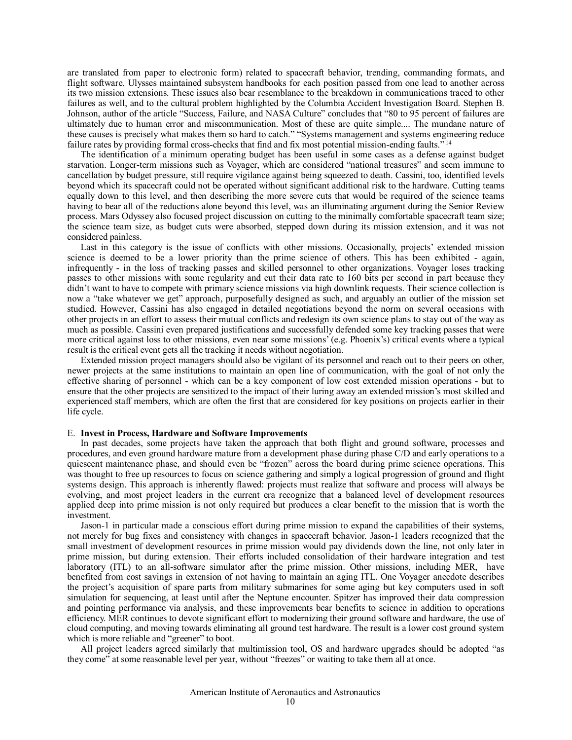are translated from paper to electronic form) related to spacecraft behavior, trending, commanding formats, and flight software. Ulysses maintained subsystem handbooks for each position passed from one lead to another across its two mission extensions. These issues also bear resemblance to the breakdown in communications traced to other failures as well, and to the cultural problem highlighted by the Columbia Accident Investigation Board. Stephen B. Johnson, author of the article "Success, Failure, and NASA Culture" concludes that "80 to 95 percent of failures are ultimately due to human error and miscommunication. Most of these are quite simple.... The mundane nature of these causes is precisely what makes them so hard to catch." "Systems management and systems engineering reduce failure rates by providing formal cross-checks that find and fix most potential mission-ending faults."[14]

The identification of a minimum operating budget has been useful in some cases as a defense against budget starvation. Longer-term missions such as Voyager, which are considered "national treasures" and seem immune to cancellation by budget pressure, still require vigilance against being squeezed to death. Cassini, too, identified levels beyond which its spacecraft could not be operated without significant additional risk to the hardware. Cutting teams equally down to this level, and then describing the more severe cuts that would be required of the science teams having to bear all of the reductions alone beyond this level, was an illuminating argument during the Senior Review process. Mars Odyssey also focused project discussion on cutting to the minimally comfortable spacecraft team size; the science team size, as budget cuts were absorbed, stepped down during its mission extension, and it was not considered painless.

Last in this category is the issue of conflicts with other missions. Occasionally, projects' extended mission science is deemed to be a lower priority than the prime science of others. This has been exhibited - again, infrequently - in the loss of tracking passes and skilled personnel to other organizations. Voyager loses tracking passes to other missions with some regularity and cut their data rate to 160 bits per second in part because they didn't want to have to compete with primary science missions via high downlink requests. Their science collection is now a "take whatever we get" approach, purposefully designed as such, and arguably an outlier of the mission set studied. However, Cassini has also engaged in detailed negotiations beyond the norm on several occasions with other projects in an effort to assess their mutual conflicts and redesign its own science plans to stay out of the way as much as possible. Cassini even prepared justifications and successfully defended some key tracking passes that were more critical against loss to other missions, even near some missions' (e.g. Phoenix's) critical events where a typical result is the critical event gets all the tracking it needs without negotiation.

Extended mission project managers should also be vigilant of its personnel and reach out to their peers on other, newer projects at the same institutions to maintain an open line of communication, with the goal of not only the effective sharing of personnel - which can be a key component of low cost extended mission operations - but to ensure that the other projects are sensitized to the impact of their luring away an extended mission's most skilled and experienced staff members, which are often the first that are considered for key positions on projects earlier in their life cycle.

E. **Invest in Process, Hardware and Software Improvements**

In past decades, some projects have taken the approach that both flight and ground software, processes and procedures, and even ground hardware mature from a development phase during phase C/D and early operations to a quiescent maintenance phase, and should even be "frozen" across the board during prime science operations. This was thought to free up resources to focus on science gathering and simply a logical progression of ground and flight systems design. This approach is inherently flawed: projects must realize that software and process will always be evolving, and most project leaders in the current era recognize that a balanced level of development resources applied deep into prime mission is not only required but produces a clear benefit to the mission that is worth the investment.

Jason-1 in particular made a conscious effort during prime mission to expand the capabilities of their systems, not merely for bug fixes and consistency with changes in spacecraft behavior. Jason-1 leaders recognized that the small investment of development resources in prime mission would pay dividends down the line, not only later in prime mission, but during extension. Their efforts included consolidation of their hardware integration and test laboratory (ITL) to an all-software simulator after the prime mission. Other missions, including MER, have benefited from cost savings in extension of not having to maintain an aging ITL. One Voyager anecdote describes the project's acquisition of spare parts from military submarines for some aging but key computers used in soft simulation for sequencing, at least until after the Neptune encounter. Spitzer has improved their data compression and pointing performance via analysis, and these improvements bear benefits to science in addition to operations efficiency. MER continues to devote significant effort to modernizing their ground software and hardware, the use of cloud computing, and moving towards eliminating all ground test hardware. The result is a lower cost ground system which is more reliable and "greener" to boot.

All project leaders agreed similarly that multimission tool, OS and hardware upgrades should be adopted "as they come" at some reasonable level per year, without "freezes" or waiting to take them all at once.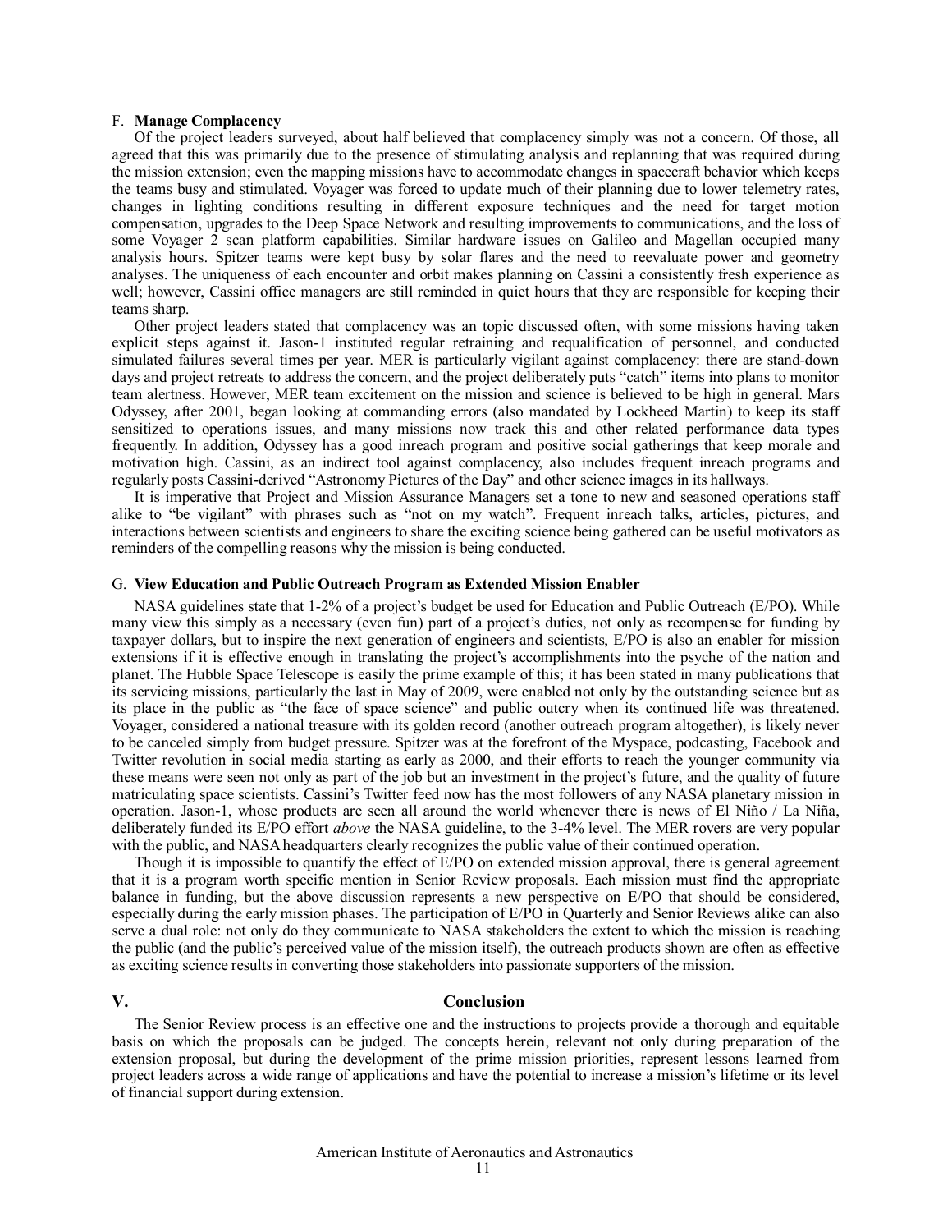F. **Manage Complacency**

Of the project leaders surveyed, about half believed that complacency simply was not a concern. Of those, all agreed that this was primarily due to the presence of stimulating analysis and replanning that was required during the mission extension; even the mapping missions have to accommodate changes in spacecraft behavior which keeps the teams busy and stimulated. Voyager was forced to update much of their planning due to lower telemetry rates, changes in lighting conditions resulting in different exposure techniques and the need for target motion compensation, upgrades to the Deep Space Network and resulting improvements to communications, and the loss of some Voyager 2 scan platform capabilities. Similar hardware issues on Galileo and Magellan occupied many analysis hours. Spitzer teams were kept busy by solar flares and the need to reevaluate power and geometry analyses. The uniqueness of each encounter and orbit makes planning on Cassini a consistently fresh experience as well; however, Cassini office managers are still reminded in quiet hours that they are responsible for keeping their teams sharp.

Other project leaders stated that complacency was an topic discussed often, with some missions having taken explicit steps against it. Jason-1 instituted regular retraining and requalification of personnel, and conducted simulated failures several times per year. MER is particularly vigilant against complacency: there are stand-down days and project retreats to address the concern, and the project deliberately puts "catch" items into plans to monitor team alertness. However, MER team excitement on the mission and science is believed to be high in general. Mars Odyssey, after 2001, began looking at commanding errors (also mandated by Lockheed Martin) to keep its staff sensitized to operations issues, and many missions now track this and other related performance data types frequently. In addition, Odyssey has a good inreach program and positive social gatherings that keep morale and motivation high. Cassini, as an indirect tool against complacency, also includes frequent inreach programs and regularly posts Cassini-derived "Astronomy Pictures of the Day" and other science images in its hallways.

It is imperative that Project and Mission Assurance Managers set a tone to new and seasoned operations staff alike to "be vigilant" with phrases such as "not on my watch". Frequent inreach talks, articles, pictures, and interactions between scientists and engineers to share the exciting science being gathered can be useful motivators as reminders of the compelling reasons why the mission is being conducted.

G. **View Education and Public Outreach Program as Extended Mission Enabler**

NASA guidelines state that 1-2% of a project's budget be used for Education and Public Outreach (E/PO). While many view this simply as a necessary (even fun) part of a project's duties, not only as recompense for funding by taxpayer dollars, but to inspire the next generation of engineers and scientists, E/PO is also an enabler for mission extensions if it is effective enough in translating the project's accomplishments into the psyche of the nation and planet. The Hubble Space Telescope is easily the prime example of this; it has been stated in many publications that its servicing missions, particularly the last in May of 2009, were enabled not only by the outstanding science but as its place in the public as "the face of space science" and public outcry when its continued life was threatened. Voyager, considered a national treasure with its golden record (another outreach program altogether), is likely never to be canceled simply from budget pressure. Spitzer was at the forefront of the Myspace, podcasting, Facebook and Twitter revolution in social media starting as early as 2000, and their efforts to reach the younger community via these means were seen not only as part of the job but an investment in the project's future, and the quality of future matriculating space scientists. Cassini's Twitter feed now has the most followers of any NASA planetary mission in operation. Jason-1, whose products are seen all around the world whenever there is news of El Niño / La Niña, deliberately funded its E/PO effort *above* the NASA guideline, to the 3-4% level. The MER rovers are very popular with the public, and NASA headquarters clearly recognizes the public value of their continued operation.

Though it is impossible to quantify the effect of E/PO on extended mission approval, there is general agreement that it is a program worth specific mention in Senior Review proposals. Each mission must find the appropriate balance in funding, but the above discussion represents a new perspective on E/PO that should be considered, especially during the early mission phases. The participation of E/PO in Quarterly and Senior Reviews alike can also serve a dual role: not only do they communicate to NASA stakeholders the extent to which the mission is reaching the public (and the public's perceived value of the mission itself), the outreach products shown are often as effective as exciting science results in converting those stakeholders into passionate supporters of the mission.

## V. Conclusion

The Senior Review process is an effective one and the instructions to projects provide a thorough and equitable basis on which the proposals can be judged. The concepts herein, relevant not only during preparation of the extension proposal, but during the development of the prime mission priorities, represent lessons learned from project leaders across a wide range of applications and have the potential to increase a mission's lifetime or its level of financial support during extension.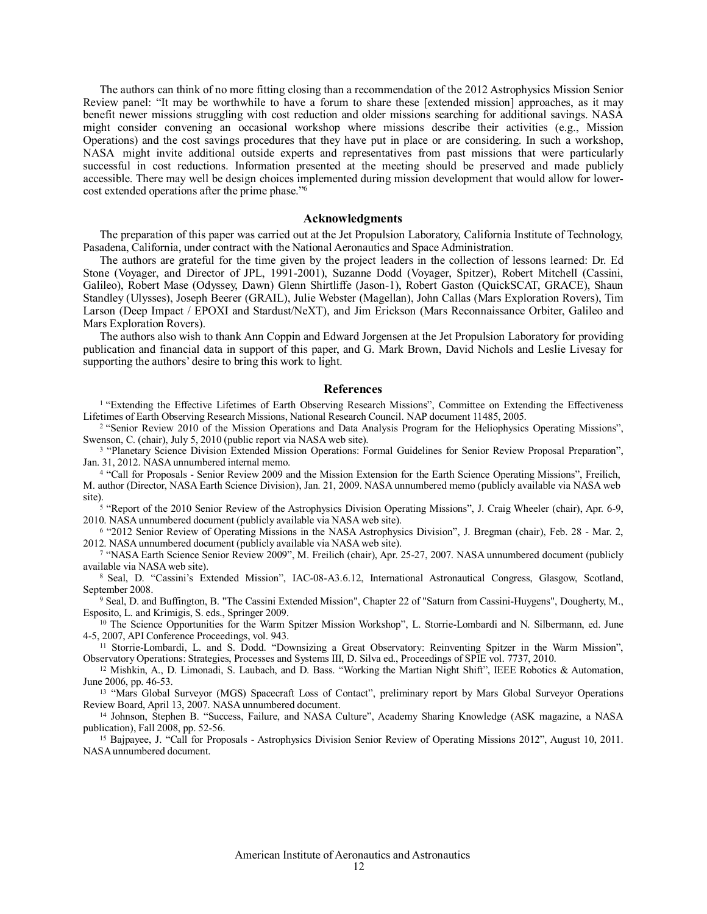The authors can think of no more fitting closing than a recommendation of the 2012 Astrophysics Mission Senior Review panel: "It may be worthwhile to have a forum to share these [extended mission] approaches, as it may benefit newer missions struggling with cost reduction and older missions searching for additional savings. NASA might consider convening an occasional workshop where missions describe their activities (e.g., Mission Operations) and the cost savings procedures that they have put in place or are considering. In such a workshop, NASA might invite additional outside experts and representatives from past missions that were particularly successful in cost reductions. Information presented at the meeting should be preserved and made publicly accessible. There may well be design choices implemented during mission development that would allow for lower-cost extended operations after the prime phase."[6]

## Acknowledgments

The preparation of this paper was carried out at the Jet Propulsion Laboratory, California Institute of Technology, Pasadena, California, under contract with the National Aeronautics and Space Administration.

The authors are grateful for the time given by the project leaders in the collection of lessons learned: Dr. Ed Stone (Voyager, and Director of JPL, 1991-2001), Suzanne Dodd (Voyager, Spitzer), Robert Mitchell (Cassini, Galileo), Robert Mase (Odyssey, Dawn) Glenn Shirtliffe (Jason-1), Robert Gaston (QuickSCAT, GRACE), Shaun Standley (Ulysses), Joseph Beerer (GRAIL), Julie Webster (Magellan), John Callas (Mars Exploration Rovers), Tim Larson (Deep Impact / EPOXI and Stardust/NeXT), and Jim Erickson (Mars Reconnaissance Orbiter, Galileo and Mars Exploration Rovers).

The authors also wish to thank Ann Coppin and Edward Jorgensen at the Jet Propulsion Laboratory for providing publication and financial data in support of this paper, and G. Mark Brown, David Nichols and Leslie Livesay for supporting the authors' desire to bring this work to light.

## References

[1] "Extending the Effective Lifetimes of Earth Observing Research Missions", Committee on Extending the Effectiveness Lifetimes of Earth Observing Research Missions, National Research Council. NAP document 11485, 2005.

[2] "Senior Review 2010 of the Mission Operations and Data Analysis Program for the Heliophysics Operating Missions", Swenson, C. (chair), July 5, 2010 (public report via NASA web site).

[3] "Planetary Science Division Extended Mission Operations: Formal Guidelines for Senior Review Proposal Preparation", Jan. 31, 2012. NASA unnumbered internal memo.

[4] "Call for Proposals - Senior Review 2009 and the Mission Extension for the Earth Science Operating Missions", Freilich, M. author (Director, NASA Earth Science Division), Jan. 21, 2009. NASA unnumbered memo (publicly available via NASA web site).

[5] "Report of the 2010 Senior Review of the Astrophysics Division Operating Missions", J. Craig Wheeler (chair), Apr. 6-9, 2010. NASA unnumbered document (publicly available via NASA web site).

[6] "2012 Senior Review of Operating Missions in the NASA Astrophysics Division", J. Bregman (chair), Feb. 28 - Mar. 2, 2012. NASA unnumbered document (publicly available via NASA web site).

[7] "NASA Earth Science Senior Review 2009", M. Freilich (chair), Apr. 25-27, 2007. NASA unnumbered document (publicly available via NASA web site).

[8] Seal, D. "Cassini's Extended Mission", IAC-08-A3.6.12, International Astronautical Congress, Glasgow, Scotland, September 2008.

[9] Seal, D. and Buffington, B. "The Cassini Extended Mission", Chapter 22 of "Saturn from Cassini-Huygens", Dougherty, M., Esposito, L. and Krimigis, S. eds., Springer 2009.

[10] The Science Opportunities for the Warm Spitzer Mission Workshop", L. Storrie-Lombardi and N. Silbermann, ed. June 4-5, 2007, API Conference Proceedings, vol. 943.

[11] Storrie-Lombardi, L. and S. Dodd. "Downsizing a Great Observatory: Reinventing Spitzer in the Warm Mission", Observatory Operations: Strategies, Processes and Systems III, D. Silva ed., Proceedings of SPIE vol. 7737, 2010.

[12] Mishkin, A., D. Limonadi, S. Laubach, and D. Bass. "Working the Martian Night Shift", IEEE Robotics & Automation, June 2006, pp. 46-53.

[13] "Mars Global Surveyor (MGS) Spacecraft Loss of Contact", preliminary report by Mars Global Surveyor Operations Review Board, April 13, 2007. NASA unnumbered document.

[14] Johnson, Stephen B. "Success, Failure, and NASA Culture", Academy Sharing Knowledge (ASK magazine, a NASA publication), Fall 2008, pp. 52-56.

[15] Bajpayee, J. "Call for Proposals - Astrophysics Division Senior Review of Operating Missions 2012", August 10, 2011. NASA unnumbered document.